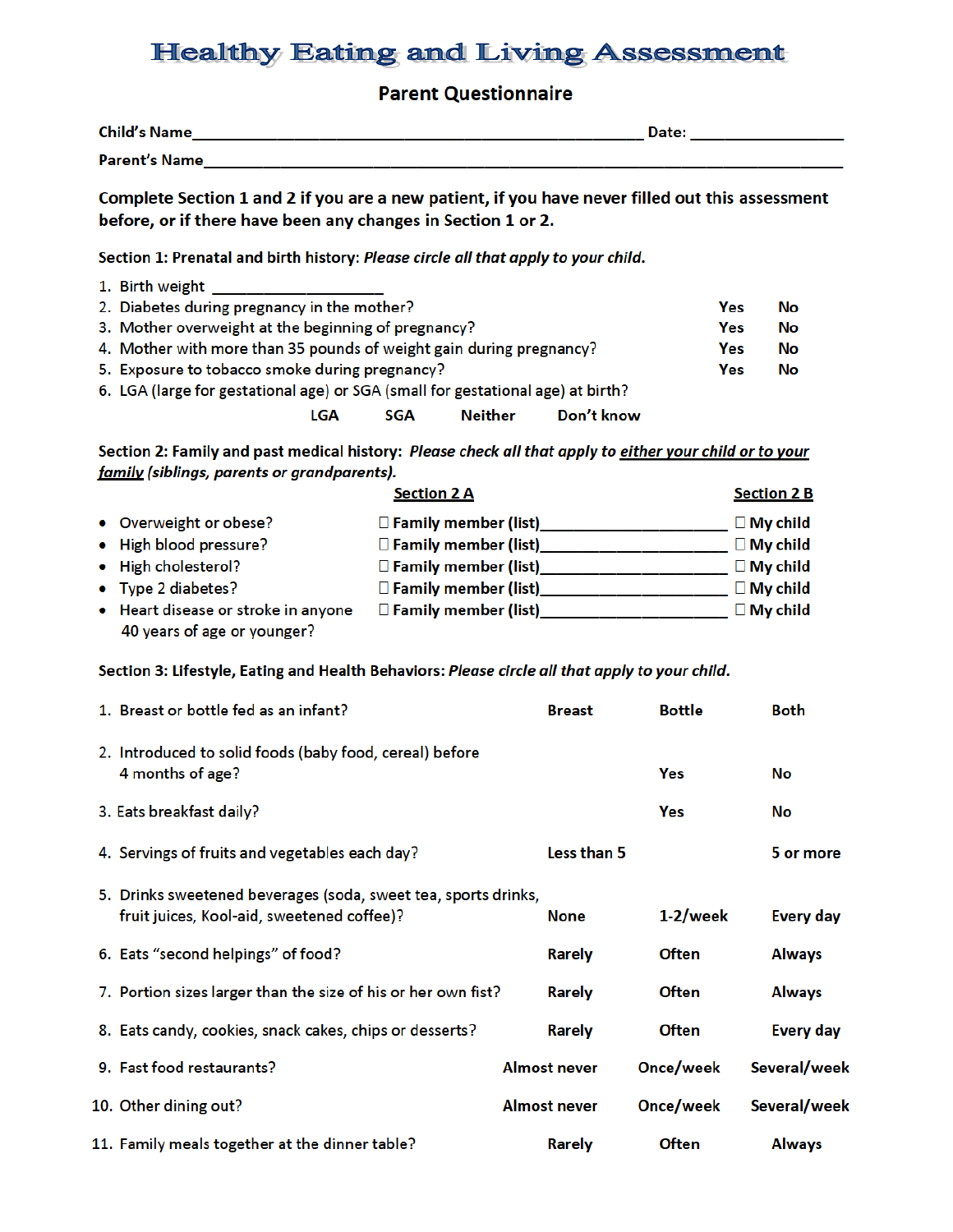# Healthy Eating and Living Assessment

## Parent Questionnaire

**Child's Name**_______________________________________________ **Date:** _______________

**Parent's Name**_____________________________________________________________________

**Complete Section 1 and 2 if you are a new patient, if you have never filled out this assessment before, or if there have been any changes in Section 1 or 2.**

**Section 1: Prenatal and birth history:** ***Please circle all that apply to your child.***

1. Birth weight ____________________
2. Diabetes during pregnancy in the mother? **Yes** **No**
3. Mother overweight at the beginning of pregnancy? **Yes** **No**
4. Mother with more than 35 pounds of weight gain during pregnancy? **Yes** **No**
5. Exposure to tobacco smoke during pregnancy? **Yes** **No**
6. LGA (large for gestational age) or SGA (small for gestational age) at birth?

   **LGA** **SGA** **Neither** **Don't know**

**Section 2: Family and past medical history:** ***Please check all that apply to <u>either your child or to your family</u> (siblings, parents or grandparents).***

| | **Section 2 A** | **Section 2 B** |
|---|---|---|
| • Overweight or obese? | ☐ **Family member (list)**____________________ | ☐ **My child** |
| • High blood pressure? | ☐ **Family member (list)**____________________ | ☐ **My child** |
| • High cholesterol? | ☐ **Family member (list)**____________________ | ☐ **My child** |
| • Type 2 diabetes? | ☐ **Family member (list)**____________________ | ☐ **My child** |
| • Heart disease or stroke in anyone 40 years of age or younger? | ☐ **Family member (list)**____________________ | ☐ **My child** |

**Section 3: Lifestyle, Eating and Health Behaviors:** ***Please circle all that apply to your child.***

| | | | |
|---|---|---|---|
| 1. Breast or bottle fed as an infant? | **Breast** | **Bottle** | **Both** |
| 2. Introduced to solid foods (baby food, cereal) before 4 months of age? | | **Yes** | **No** |
| 3. Eats breakfast daily? | | **Yes** | **No** |
| 4. Servings of fruits and vegetables each day? | **Less than 5** | | **5 or more** |
| 5. Drinks sweetened beverages (soda, sweet tea, sports drinks, fruit juices, Kool-aid, sweetened coffee)? | **None** | **1-2/week** | **Every day** |
| 6. Eats "second helpings" of food? | **Rarely** | **Often** | **Always** |
| 7. Portion sizes larger than the size of his or her own fist? | **Rarely** | **Often** | **Always** |
| 8. Eats candy, cookies, snack cakes, chips or desserts? | **Rarely** | **Often** | **Every day** |
| 9. Fast food restaurants? | **Almost never** | **Once/week** | **Several/week** |
| 10. Other dining out? | **Almost never** | **Once/week** | **Several/week** |
| 11. Family meals together at the dinner table? | **Rarely** | **Often** | **Always** |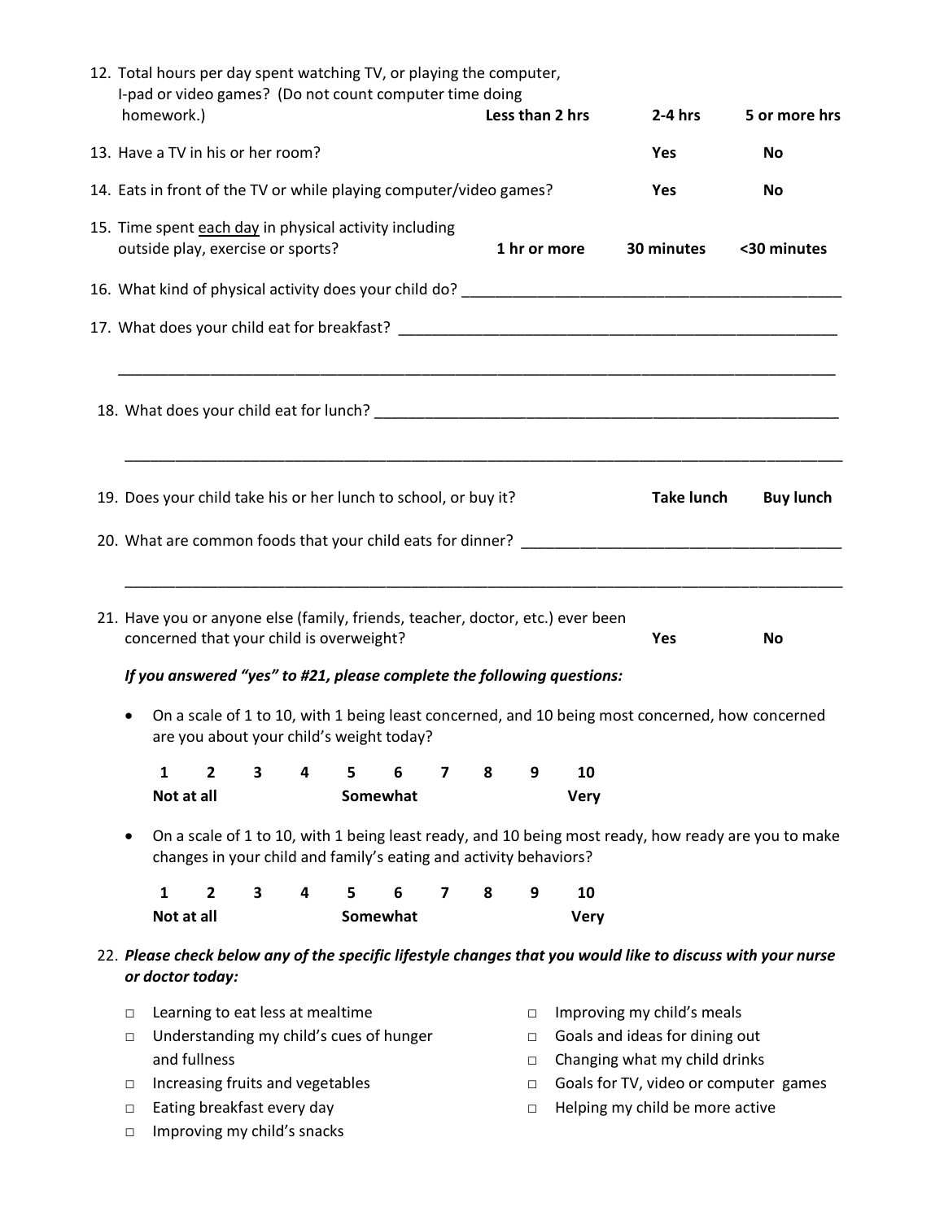12. Total hours per day spent watching TV, or playing the computer, I-pad or video games? (Do not count computer time doing homework.) **Less than 2 hrs** **2-4 hrs** **5 or more hrs**

13. Have a TV in his or her room? **Yes** **No**

14. Eats in front of the TV or while playing computer/video games? **Yes** **No**

15. Time spent <u>each day</u> in physical activity including outside play, exercise or sports? **1 hr or more** **30 minutes** **<30 minutes**

16. What kind of physical activity does your child do? ______________________________________________

17. What does your child eat for breakfast? ______________________________________________________

______________________________________________________________________________________

18. What does your child eat for lunch? ________________________________________________________

______________________________________________________________________________________

19. Does your child take his or her lunch to school, or buy it? **Take lunch** **Buy lunch**

20. What are common foods that your child eats for dinner? _______________________________________

______________________________________________________________________________________

21. Have you or anyone else (family, friends, teacher, doctor, etc.) ever been concerned that your child is overweight? **Yes** **No**

***If you answered "yes" to #21, please complete the following questions:***

- On a scale of 1 to 10, with 1 being least concerned, and 10 being most concerned, how concerned are you about your child's weight today?

  **1 2 3 4 5 6 7 8 9 10**
  **Not at all** **Somewhat** **Very**

- On a scale of 1 to 10, with 1 being least ready, and 10 being most ready, how ready are you to make changes in your child and family's eating and activity behaviors?

  **1 2 3 4 5 6 7 8 9 10**
  **Not at all** **Somewhat** **Very**

22. ***Please check below any of the specific lifestyle changes that you would like to discuss with your nurse or doctor today:***

- □ Learning to eat less at mealtime
- □ Understanding my child's cues of hunger and fullness
- □ Increasing fruits and vegetables
- □ Eating breakfast every day
- □ Improving my child's snacks
- □ Improving my child's meals
- □ Goals and ideas for dining out
- □ Changing what my child drinks
- □ Goals for TV, video or computer games
- □ Helping my child be more active